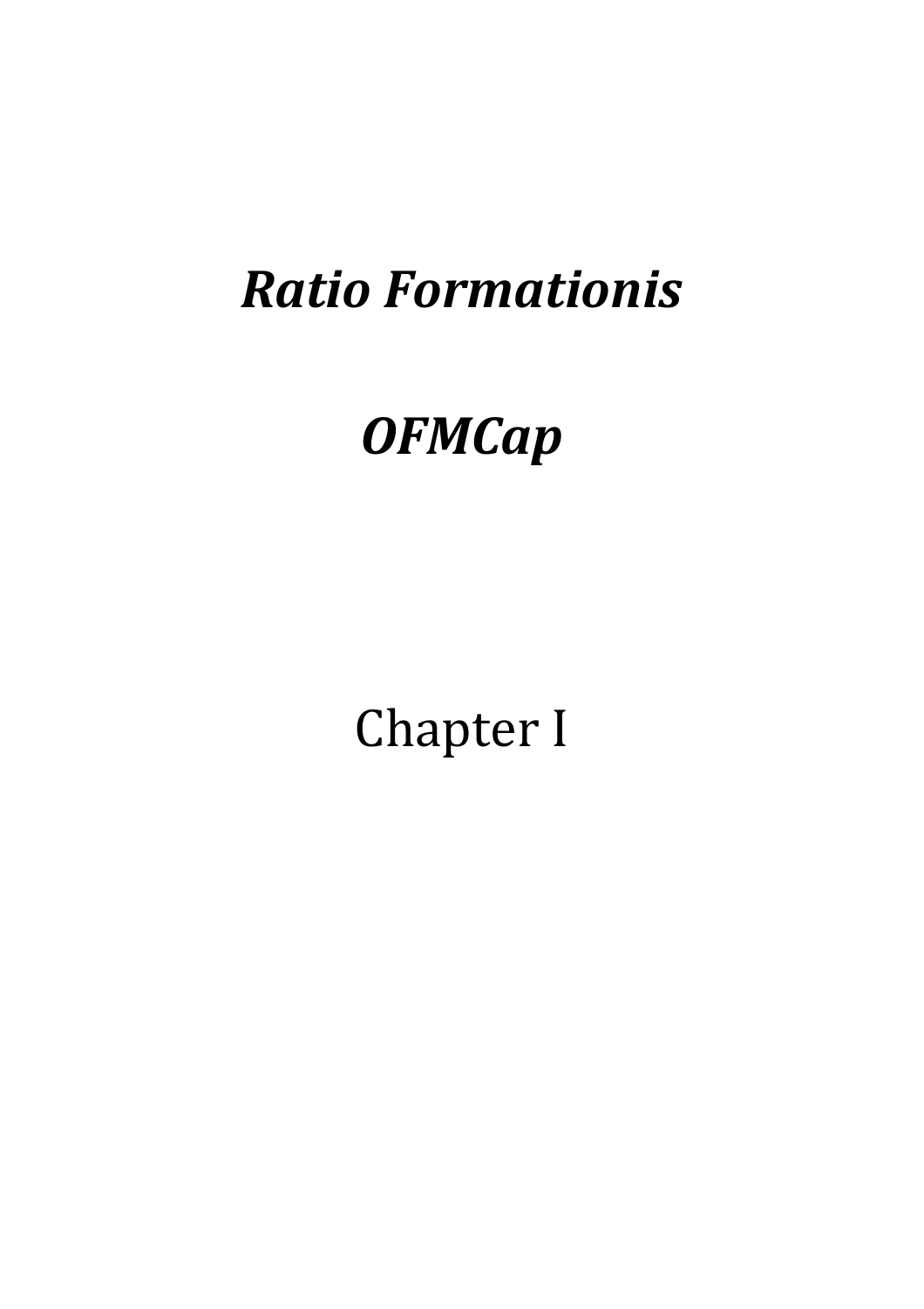# *Ratio Formationis*

# *OFMCap*

## Chapter I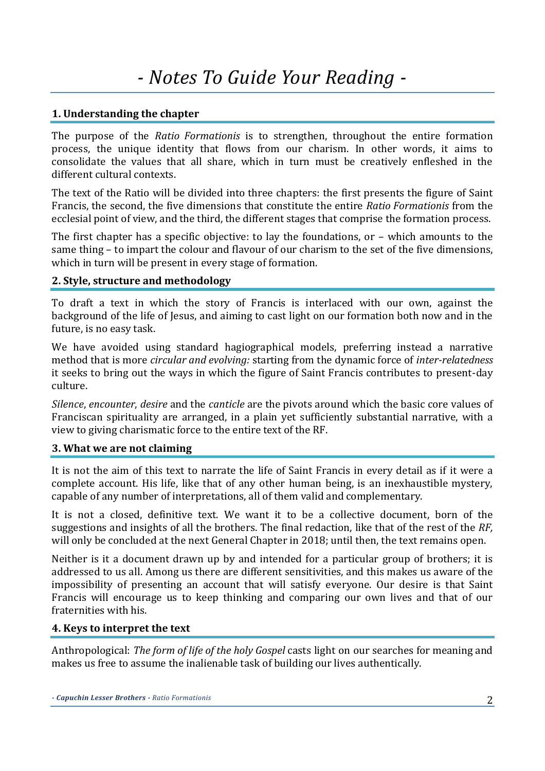# - Notes To Guide Your Reading -

## 1. Understanding the chapter

The purpose of the *Ratio Formationis* is to strengthen, throughout the entire formation process, the unique identity that flows from our charism. In other words, it aims to consolidate the values that all share, which in turn must be creatively enfleshed in the different cultural contexts.

The text of the Ratio will be divided into three chapters: the first presents the figure of Saint Francis, the second, the five dimensions that constitute the entire *Ratio Formationis* from the ecclesial point of view, and the third, the different stages that comprise the formation process.

The first chapter has a specific objective: to lay the foundations, or – which amounts to the same thing – to impart the colour and flavour of our charism to the set of the five dimensions, which in turn will be present in every stage of formation.

## 2. Style, structure and methodology

To draft a text in which the story of Francis is interlaced with our own, against the background of the life of Jesus, and aiming to cast light on our formation both now and in the future, is no easy task.

We have avoided using standard hagiographical models, preferring instead a narrative method that is more *circular and evolving:* starting from the dynamic force of *inter-relatedness* it seeks to bring out the ways in which the figure of Saint Francis contributes to present-day culture.

*Silence*, *encounter*, *desire* and the *canticle* are the pivots around which the basic core values of Franciscan spirituality are arranged, in a plain yet sufficiently substantial narrative, with a view to giving charismatic force to the entire text of the RF.

## 3. What we are not claiming

It is not the aim of this text to narrate the life of Saint Francis in every detail as if it were a complete account. His life, like that of any other human being, is an inexhaustible mystery, capable of any number of interpretations, all of them valid and complementary.

It is not a closed, definitive text. We want it to be a collective document, born of the suggestions and insights of all the brothers. The final redaction, like that of the rest of the *RF,* will only be concluded at the next General Chapter in 2018; until then, the text remains open.

Neither is it a document drawn up by and intended for a particular group of brothers; it is addressed to us all. Among us there are different sensitivities, and this makes us aware of the impossibility of presenting an account that will satisfy everyone. Our desire is that Saint Francis will encourage us to keep thinking and comparing our own lives and that of our fraternities with his.

## 4. Keys to interpret the text

Anthropological: *The form of life of the holy Gospel* casts light on our searches for meaning and makes us free to assume the inalienable task of building our lives authentically.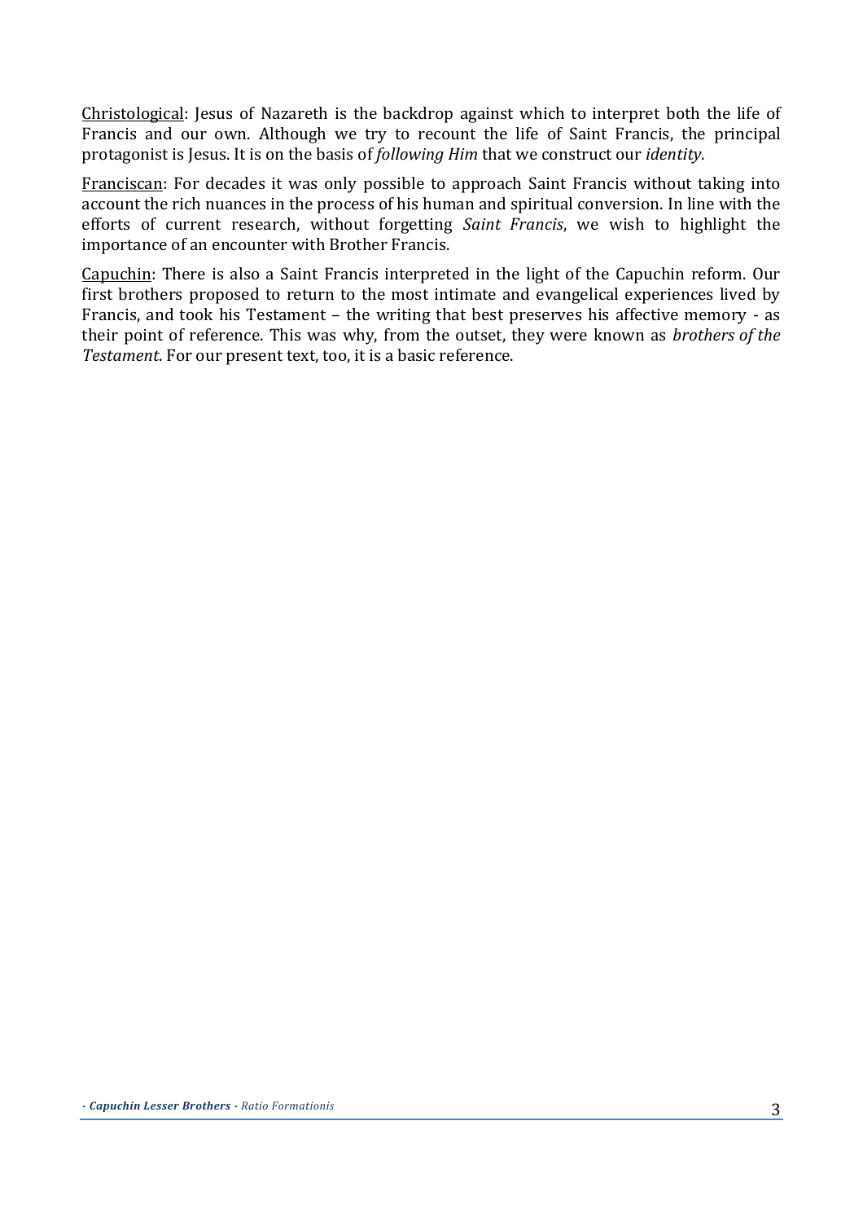Christological: Jesus of Nazareth is the backdrop against which to interpret both the life of Francis and our own. Although we try to recount the life of Saint Francis, the principal protagonist is Jesus. It is on the basis of *following Him* that we construct our *identity*.

Franciscan: For decades it was only possible to approach Saint Francis without taking into account the rich nuances in the process of his human and spiritual conversion. In line with the efforts of current research, without forgetting *Saint Francis*, we wish to highlight the importance of an encounter with Brother Francis.

Capuchin: There is also a Saint Francis interpreted in the light of the Capuchin reform. Our first brothers proposed to return to the most intimate and evangelical experiences lived by Francis, and took his Testament – the writing that best preserves his affective memory - as their point of reference. This was why, from the outset, they were known as *brothers of the Testament*. For our present text, too, it is a basic reference.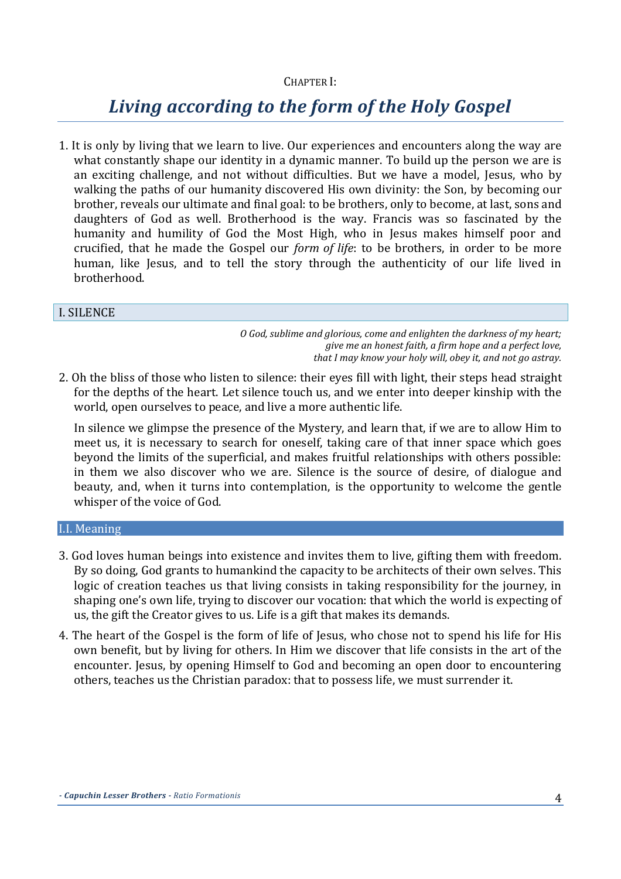CHAPTER I:

# *Living according to the form of the Holy Gospel*

1. It is only by living that we learn to live. Our experiences and encounters along the way are what constantly shape our identity in a dynamic manner. To build up the person we are is an exciting challenge, and not without difficulties. But we have a model, Jesus, who by walking the paths of our humanity discovered His own divinity: the Son, by becoming our brother, reveals our ultimate and final goal: to be brothers, only to become, at last, sons and daughters of God as well. Brotherhood is the way. Francis was so fascinated by the humanity and humility of God the Most High, who in Jesus makes himself poor and crucified, that he made the Gospel our *form of life*: to be brothers, in order to be more human, like Jesus, and to tell the story through the authenticity of our life lived in brotherhood.

## I. SILENCE

*O God, sublime and glorious, come and enlighten the darkness of my heart;*
*give me an honest faith, a firm hope and a perfect love,*
*that I may know your holy will, obey it, and not go astray.*

2. Oh the bliss of those who listen to silence: their eyes fill with light, their steps head straight for the depths of the heart. Let silence touch us, and we enter into deeper kinship with the world, open ourselves to peace, and live a more authentic life.

   In silence we glimpse the presence of the Mystery, and learn that, if we are to allow Him to meet us, it is necessary to search for oneself, taking care of that inner space which goes beyond the limits of the superficial, and makes fruitful relationships with others possible: in them we also discover who we are. Silence is the source of desire, of dialogue and beauty, and, when it turns into contemplation, is the opportunity to welcome the gentle whisper of the voice of God.

### I.I. Meaning

3. God loves human beings into existence and invites them to live, gifting them with freedom. By so doing, God grants to humankind the capacity to be architects of their own selves. This logic of creation teaches us that living consists in taking responsibility for the journey, in shaping one's own life, trying to discover our vocation: that which the world is expecting of us, the gift the Creator gives to us. Life is a gift that makes its demands.

4. The heart of the Gospel is the form of life of Jesus, who chose not to spend his life for His own benefit, but by living for others. In Him we discover that life consists in the art of the encounter. Jesus, by opening Himself to God and becoming an open door to encountering others, teaches us the Christian paradox: that to possess life, we must surrender it.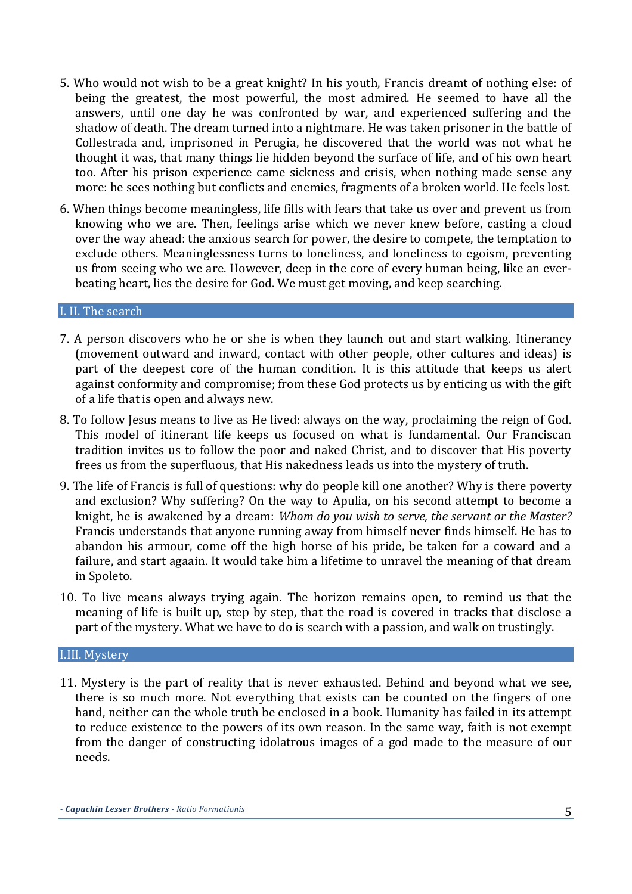5. Who would not wish to be a great knight? In his youth, Francis dreamt of nothing else: of being the greatest, the most powerful, the most admired. He seemed to have all the answers, until one day he was confronted by war, and experienced suffering and the shadow of death. The dream turned into a nightmare. He was taken prisoner in the battle of Collestrada and, imprisoned in Perugia, he discovered that the world was not what he thought it was, that many things lie hidden beyond the surface of life, and of his own heart too. After his prison experience came sickness and crisis, when nothing made sense any more: he sees nothing but conflicts and enemies, fragments of a broken world. He feels lost.

6. When things become meaningless, life fills with fears that take us over and prevent us from knowing who we are. Then, feelings arise which we never knew before, casting a cloud over the way ahead: the anxious search for power, the desire to compete, the temptation to exclude others. Meaninglessness turns to loneliness, and loneliness to egoism, preventing us from seeing who we are. However, deep in the core of every human being, like an ever-beating heart, lies the desire for God. We must get moving, and keep searching.

## I. II. The search

7. A person discovers who he or she is when they launch out and start walking. Itinerancy (movement outward and inward, contact with other people, other cultures and ideas) is part of the deepest core of the human condition. It is this attitude that keeps us alert against conformity and compromise; from these God protects us by enticing us with the gift of a life that is open and always new.

8. To follow Jesus means to live as He lived: always on the way, proclaiming the reign of God. This model of itinerant life keeps us focused on what is fundamental. Our Franciscan tradition invites us to follow the poor and naked Christ, and to discover that His poverty frees us from the superfluous, that His nakedness leads us into the mystery of truth.

9. The life of Francis is full of questions: why do people kill one another? Why is there poverty and exclusion? Why suffering? On the way to Apulia, on his second attempt to become a knight, he is awakened by a dream: *Whom do you wish to serve, the servant or the Master?* Francis understands that anyone running away from himself never finds himself. He has to abandon his armour, come off the high horse of his pride, be taken for a coward and a failure, and start agaain. It would take him a lifetime to unravel the meaning of that dream in Spoleto.

10. To live means always trying again. The horizon remains open, to remind us that the meaning of life is built up, step by step, that the road is covered in tracks that disclose a part of the mystery. What we have to do is search with a passion, and walk on trustingly.

## I.III. Mystery

11. Mystery is the part of reality that is never exhausted. Behind and beyond what we see, there is so much more. Not everything that exists can be counted on the fingers of one hand, neither can the whole truth be enclosed in a book. Humanity has failed in its attempt to reduce existence to the powers of its own reason. In the same way, faith is not exempt from the danger of constructing idolatrous images of a god made to the measure of our needs.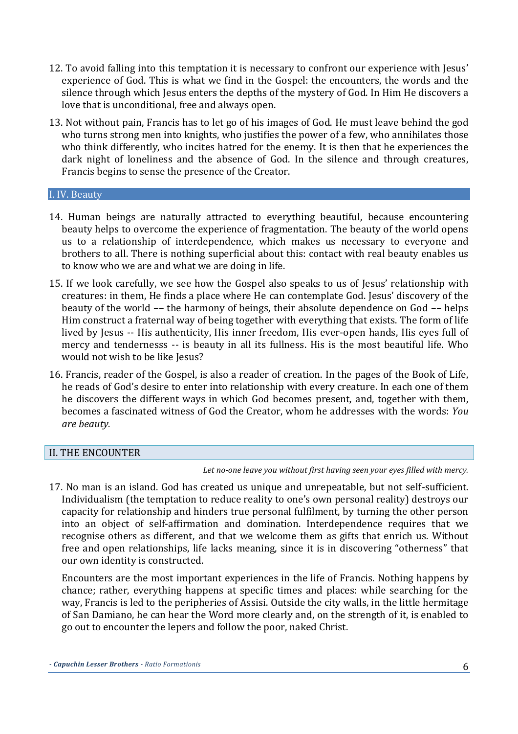12. To avoid falling into this temptation it is necessary to confront our experience with Jesus' experience of God. This is what we find in the Gospel: the encounters, the words and the silence through which Jesus enters the depths of the mystery of God. In Him He discovers a love that is unconditional, free and always open.

13. Not without pain, Francis has to let go of his images of God. He must leave behind the god who turns strong men into knights, who justifies the power of a few, who annihilates those who think differently, who incites hatred for the enemy. It is then that he experiences the dark night of loneliness and the absence of God. In the silence and through creatures, Francis begins to sense the presence of the Creator.

### I. IV. Beauty

14. Human beings are naturally attracted to everything beautiful, because encountering beauty helps to overcome the experience of fragmentation. The beauty of the world opens us to a relationship of interdependence, which makes us necessary to everyone and brothers to all. There is nothing superficial about this: contact with real beauty enables us to know who we are and what we are doing in life.

15. If we look carefully, we see how the Gospel also speaks to us of Jesus' relationship with creatures: in them, He finds a place where He can contemplate God. Jesus' discovery of the beauty of the world –– the harmony of beings, their absolute dependence on God –– helps Him construct a fraternal way of being together with everything that exists. The form of life lived by Jesus -- His authenticity, His inner freedom, His ever-open hands, His eyes full of mercy and tendernesss -- is beauty in all its fullness. His is the most beautiful life. Who would not wish to be like Jesus?

16. Francis, reader of the Gospel, is also a reader of creation. In the pages of the Book of Life, he reads of God's desire to enter into relationship with every creature. In each one of them he discovers the different ways in which God becomes present, and, together with them, becomes a fascinated witness of God the Creator, whom he addresses with the words: *You are beauty.*

## II. THE ENCOUNTER

*Let no-one leave you without first having seen your eyes filled with mercy.*

17. No man is an island. God has created us unique and unrepeatable, but not self-sufficient. Individualism (the temptation to reduce reality to one's own personal reality) destroys our capacity for relationship and hinders true personal fulfilment, by turning the other person into an object of self-affirmation and domination. Interdependence requires that we recognise others as different, and that we welcome them as gifts that enrich us. Without free and open relationships, life lacks meaning, since it is in discovering "otherness" that our own identity is constructed.

    Encounters are the most important experiences in the life of Francis. Nothing happens by chance; rather, everything happens at specific times and places: while searching for the way, Francis is led to the peripheries of Assisi. Outside the city walls, in the little hermitage of San Damiano, he can hear the Word more clearly and, on the strength of it, is enabled to go out to encounter the lepers and follow the poor, naked Christ.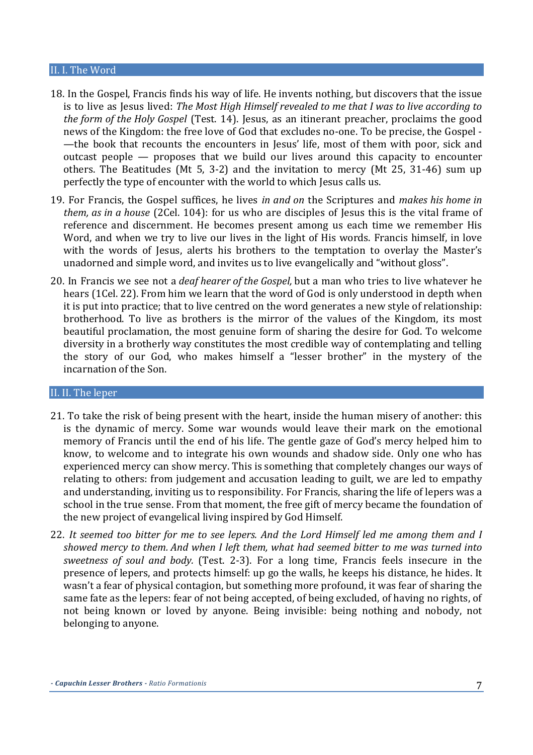## II. I. The Word

18. In the Gospel, Francis finds his way of life. He invents nothing, but discovers that the issue is to live as Jesus lived: *The Most High Himself revealed to me that I was to live according to the form of the Holy Gospel* (Test. 14). Jesus, as an itinerant preacher, proclaims the good news of the Kingdom: the free love of God that excludes no-one. To be precise, the Gospel -—the book that recounts the encounters in Jesus' life, most of them with poor, sick and outcast people — proposes that we build our lives around this capacity to encounter others. The Beatitudes (Mt 5, 3-2) and the invitation to mercy (Mt 25, 31-46) sum up perfectly the type of encounter with the world to which Jesus calls us.

19. For Francis, the Gospel suffices, he lives *in and on* the Scriptures and *makes his home in them, as in a house* (2Cel. 104): for us who are disciples of Jesus this is the vital frame of reference and discernment. He becomes present among us each time we remember His Word, and when we try to live our lives in the light of His words. Francis himself, in love with the words of Jesus, alerts his brothers to the temptation to overlay the Master's unadorned and simple word, and invites us to live evangelically and "without gloss".

20. In Francis we see not a *deaf hearer of the Gospel,* but a man who tries to live whatever he hears (1Cel. 22). From him we learn that the word of God is only understood in depth when it is put into practice; that to live centred on the word generates a new style of relationship: brotherhood. To live as brothers is the mirror of the values of the Kingdom, its most beautiful proclamation, the most genuine form of sharing the desire for God. To welcome diversity in a brotherly way constitutes the most credible way of contemplating and telling the story of our God, who makes himself a "lesser brother" in the mystery of the incarnation of the Son.

## II. II. The leper

21. To take the risk of being present with the heart, inside the human misery of another: this is the dynamic of mercy. Some war wounds would leave their mark on the emotional memory of Francis until the end of his life. The gentle gaze of God's mercy helped him to know, to welcome and to integrate his own wounds and shadow side. Only one who has experienced mercy can show mercy. This is something that completely changes our ways of relating to others: from judgement and accusation leading to guilt, we are led to empathy and understanding, inviting us to responsibility. For Francis, sharing the life of lepers was a school in the true sense. From that moment, the free gift of mercy became the foundation of the new project of evangelical living inspired by God Himself.

22. *It seemed too bitter for me to see lepers. And the Lord Himself led me among them and I showed mercy to them. And when I left them, what had seemed bitter to me was turned into sweetness of soul and body.* (Test. 2-3). For a long time, Francis feels insecure in the presence of lepers, and protects himself: up go the walls, he keeps his distance, he hides. It wasn't a fear of physical contagion, but something more profound, it was fear of sharing the same fate as the lepers: fear of not being accepted, of being excluded, of having no rights, of not being known or loved by anyone. Being invisible: being nothing and nobody, not belonging to anyone.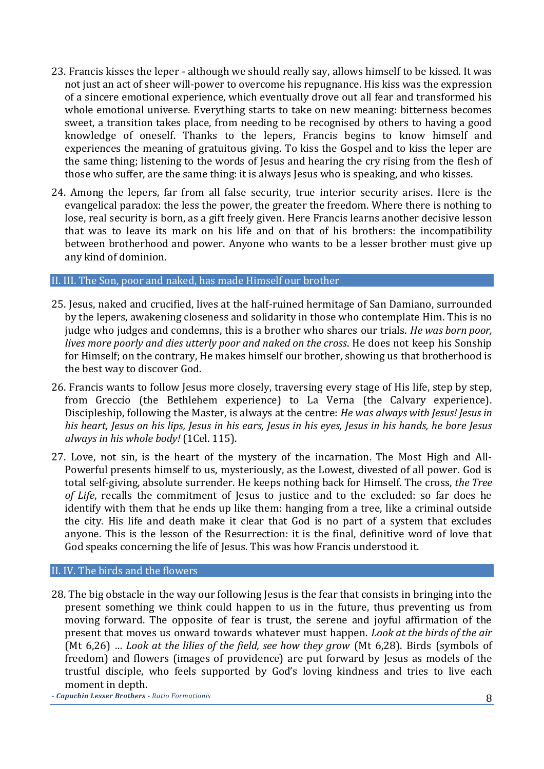23. Francis kisses the leper - although we should really say, allows himself to be kissed. It was not just an act of sheer will-power to overcome his repugnance. His kiss was the expression of a sincere emotional experience, which eventually drove out all fear and transformed his whole emotional universe. Everything starts to take on new meaning: bitterness becomes sweet, a transition takes place, from needing to be recognised by others to having a good knowledge of oneself. Thanks to the lepers, Francis begins to know himself and experiences the meaning of gratuitous giving. To kiss the Gospel and to kiss the leper are the same thing; listening to the words of Jesus and hearing the cry rising from the flesh of those who suffer, are the same thing: it is always Jesus who is speaking, and who kisses.

24. Among the lepers, far from all false security, true interior security arises. Here is the evangelical paradox: the less the power, the greater the freedom. Where there is nothing to lose, real security is born, as a gift freely given. Here Francis learns another decisive lesson that was to leave its mark on his life and on that of his brothers: the incompatibility between brotherhood and power. Anyone who wants to be a lesser brother must give up any kind of dominion.

## II. III. The Son, poor and naked, has made Himself our brother

25. Jesus, naked and crucified, lives at the half-ruined hermitage of San Damiano, surrounded by the lepers, awakening closeness and solidarity in those who contemplate Him. This is no judge who judges and condemns, this is a brother who shares our trials. *He was born poor, lives more poorly and dies utterly poor and naked on the cross*. He does not keep his Sonship for Himself; on the contrary, He makes himself our brother, showing us that brotherhood is the best way to discover God.

26. Francis wants to follow Jesus more closely, traversing every stage of His life, step by step, from Greccio (the Bethlehem experience) to La Verna (the Calvary experience). Discipleship, following the Master, is always at the centre: *He was always with Jesus! Jesus in his heart, Jesus on his lips, Jesus in his ears, Jesus in his eyes, Jesus in his hands, he bore Jesus always in his whole body!* (1Cel. 115).

27. Love, not sin, is the heart of the mystery of the incarnation. The Most High and All-Powerful presents himself to us, mysteriously, as the Lowest, divested of all power. God is total self-giving, absolute surrender. He keeps nothing back for Himself. The cross, *the Tree of Life*, recalls the commitment of Jesus to justice and to the excluded: so far does he identify with them that he ends up like them: hanging from a tree, like a criminal outside the city. His life and death make it clear that God is no part of a system that excludes anyone. This is the lesson of the Resurrection: it is the final, definitive word of love that God speaks concerning the life of Jesus. This was how Francis understood it.

## II. IV. The birds and the flowers

28. The big obstacle in the way our following Jesus is the fear that consists in bringing into the present something we think could happen to us in the future, thus preventing us from moving forward. The opposite of fear is trust, the serene and joyful affirmation of the present that moves us onward towards whatever must happen. *Look at the birds of the air* (Mt 6,26) *... Look at the lilies of the field, see how they grow* (Mt 6,28). Birds (symbols of freedom) and flowers (images of providence) are put forward by Jesus as models of the trustful disciple, who feels supported by God's loving kindness and tries to live each moment in depth.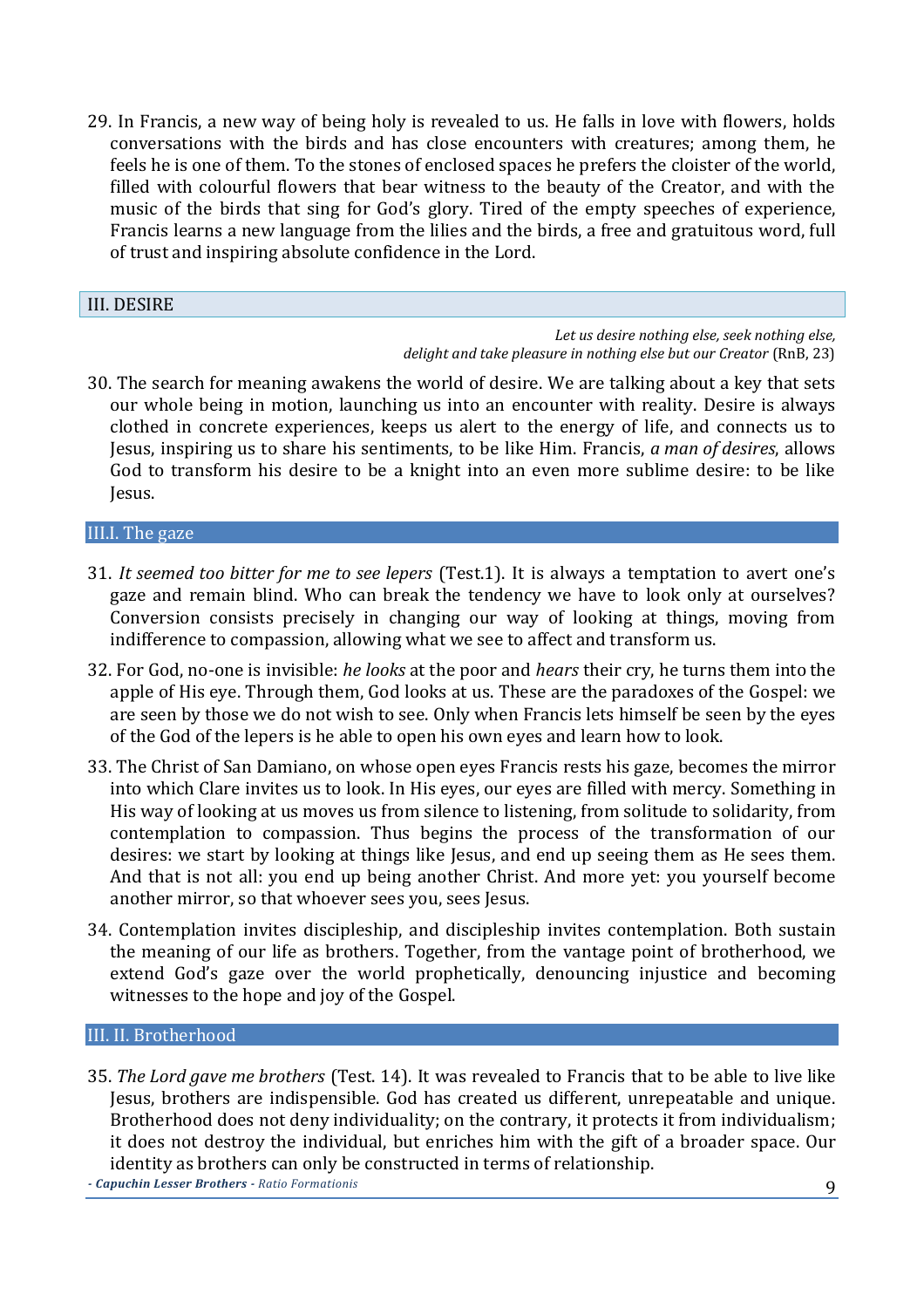29. In Francis, a new way of being holy is revealed to us. He falls in love with flowers, holds conversations with the birds and has close encounters with creatures; among them, he feels he is one of them. To the stones of enclosed spaces he prefers the cloister of the world, filled with colourful flowers that bear witness to the beauty of the Creator, and with the music of the birds that sing for God's glory. Tired of the empty speeches of experience, Francis learns a new language from the lilies and the birds, a free and gratuitous word, full of trust and inspiring absolute confidence in the Lord.

## III. DESIRE

*Let us desire nothing else, seek nothing else,*
*delight and take pleasure in nothing else but our Creator* (RnB, 23)

30. The search for meaning awakens the world of desire. We are talking about a key that sets our whole being in motion, launching us into an encounter with reality. Desire is always clothed in concrete experiences, keeps us alert to the energy of life, and connects us to Jesus, inspiring us to share his sentiments, to be like Him. Francis, *a man of desires*, allows God to transform his desire to be a knight into an even more sublime desire: to be like Jesus.

### III.I. The gaze

31. *It seemed too bitter for me to see lepers* (Test.1). It is always a temptation to avert one's gaze and remain blind. Who can break the tendency we have to look only at ourselves? Conversion consists precisely in changing our way of looking at things, moving from indifference to compassion, allowing what we see to affect and transform us.

32. For God, no-one is invisible: *he looks* at the poor and *hears* their cry, he turns them into the apple of His eye. Through them, God looks at us. These are the paradoxes of the Gospel: we are seen by those we do not wish to see. Only when Francis lets himself be seen by the eyes of the God of the lepers is he able to open his own eyes and learn how to look.

33. The Christ of San Damiano, on whose open eyes Francis rests his gaze, becomes the mirror into which Clare invites us to look. In His eyes, our eyes are filled with mercy. Something in His way of looking at us moves us from silence to listening, from solitude to solidarity, from contemplation to compassion. Thus begins the process of the transformation of our desires: we start by looking at things like Jesus, and end up seeing them as He sees them. And that is not all: you end up being another Christ. And more yet: you yourself become another mirror, so that whoever sees you, sees Jesus.

34. Contemplation invites discipleship, and discipleship invites contemplation. Both sustain the meaning of our life as brothers. Together, from the vantage point of brotherhood, we extend God's gaze over the world prophetically, denouncing injustice and becoming witnesses to the hope and joy of the Gospel.

### III. II. Brotherhood

35. *The Lord gave me brothers* (Test. 14). It was revealed to Francis that to be able to live like Jesus, brothers are indispensible. God has created us different, unrepeatable and unique. Brotherhood does not deny individuality; on the contrary, it protects it from individualism; it does not destroy the individual, but enriches him with the gift of a broader space. Our identity as brothers can only be constructed in terms of relationship.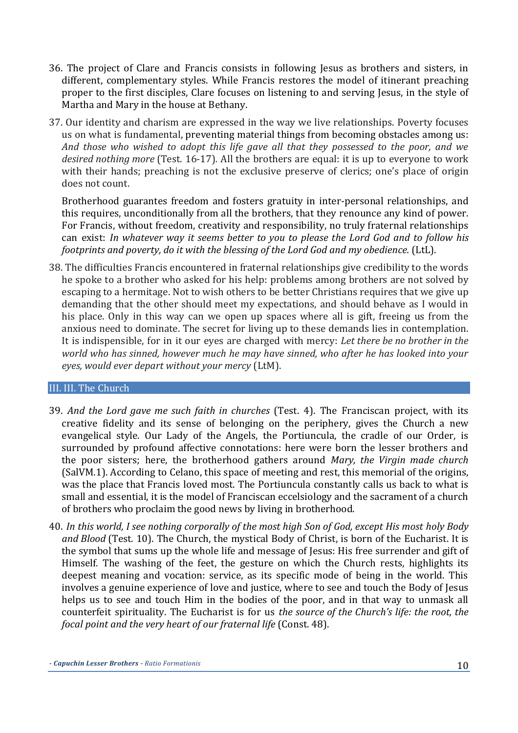36. The project of Clare and Francis consists in following Jesus as brothers and sisters, in different, complementary styles. While Francis restores the model of itinerant preaching proper to the first disciples, Clare focuses on listening to and serving Jesus, in the style of Martha and Mary in the house at Bethany.

37. Our identity and charism are expressed in the way we live relationships. Poverty focuses us on what is fundamental, preventing material things from becoming obstacles among us: *And those who wished to adopt this life gave all that they possessed to the poor, and we desired nothing more* (Test. 16-17). All the brothers are equal: it is up to everyone to work with their hands; preaching is not the exclusive preserve of clerics; one's place of origin does not count.

    Brotherhood guarantes freedom and fosters gratuity in inter-personal relationships, and this requires, unconditionally from all the brothers, that they renounce any kind of power. For Francis, without freedom, creativity and responsibility, no truly fraternal relationships can exist: *In whatever way it seems better to you to please the Lord God and to follow his footprints and poverty, do it with the blessing of the Lord God and my obedience.* (LtL).

38. The difficulties Francis encountered in fraternal relationships give credibility to the words he spoke to a brother who asked for his help: problems among brothers are not solved by escaping to a hermitage. Not to wish others to be better Christians requires that we give up demanding that the other should meet my expectations, and should behave as I would in his place. Only in this way can we open up spaces where all is gift, freeing us from the anxious need to dominate. The secret for living up to these demands lies in contemplation. It is indispensible, for in it our eyes are charged with mercy: *Let there be no brother in the world who has sinned, however much he may have sinned, who after he has looked into your eyes, would ever depart without your mercy* (LtM).

## III. III. The Church

39. *And the Lord gave me such faith in churches* (Test. 4). The Franciscan project, with its creative fidelity and its sense of belonging on the periphery, gives the Church a new evangelical style. Our Lady of the Angels, the Portiuncula, the cradle of our Order, is surrounded by profound affective connotations: here were born the lesser brothers and the poor sisters; here, the brotherhood gathers around *Mary, the Virgin made church* (SalVM.1). According to Celano, this space of meeting and rest, this memorial of the origins, was the place that Francis loved most. The Portiuncula constantly calls us back to what is small and essential, it is the model of Franciscan eccelsiology and the sacrament of a church of brothers who proclaim the good news by living in brotherhood.

40. *In this world, I see nothing corporally of the most high Son of God, except His most holy Body and Blood* (Test. 10). The Church, the mystical Body of Christ, is born of the Eucharist. It is the symbol that sums up the whole life and message of Jesus: His free surrender and gift of Himself. The washing of the feet, the gesture on which the Church rests, highlights its deepest meaning and vocation: service, as its specific mode of being in the world. This involves a genuine experience of love and justice, where to see and touch the Body of Jesus helps us to see and touch Him in the bodies of the poor, and in that way to unmask all counterfeit spirituality. The Eucharist is for us *the source of the Church's life: the root, the focal point and the very heart of our fraternal life* (Const. 48).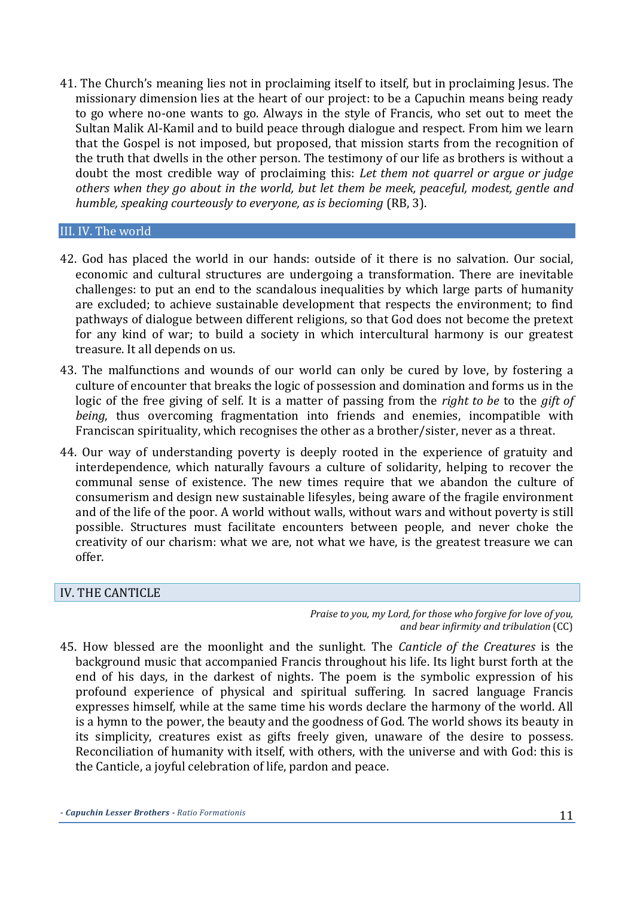41. The Church's meaning lies not in proclaiming itself to itself, but in proclaiming Jesus. The missionary dimension lies at the heart of our project: to be a Capuchin means being ready to go where no-one wants to go. Always in the style of Francis, who set out to meet the Sultan Malik Al-Kamil and to build peace through dialogue and respect. From him we learn that the Gospel is not imposed, but proposed, that mission starts from the recognition of the truth that dwells in the other person. The testimony of our life as brothers is without a doubt the most credible way of proclaiming this: *Let them not quarrel or argue or judge others when they go about in the world, but let them be meek, peaceful, modest, gentle and humble, speaking courteously to everyone, as is becioming* (RB, 3).

## III. IV. The world

42. God has placed the world in our hands: outside of it there is no salvation. Our social, economic and cultural structures are undergoing a transformation. There are inevitable challenges: to put an end to the scandalous inequalities by which large parts of humanity are excluded; to achieve sustainable development that respects the environment; to find pathways of dialogue between different religions, so that God does not become the pretext for any kind of war; to build a society in which intercultural harmony is our greatest treasure. It all depends on us.

43. The malfunctions and wounds of our world can only be cured by love, by fostering a culture of encounter that breaks the logic of possession and domination and forms us in the logic of the free giving of self. It is a matter of passing from the *right to be* to the *gift of being*, thus overcoming fragmentation into friends and enemies, incompatible with Franciscan spirituality, which recognises the other as a brother/sister, never as a threat.

44. Our way of understanding poverty is deeply rooted in the experience of gratuity and interdependence, which naturally favours a culture of solidarity, helping to recover the communal sense of existence. The new times require that we abandon the culture of consumerism and design new sustainable lifesyles, being aware of the fragile environment and of the life of the poor. A world without walls, without wars and without poverty is still possible. Structures must facilitate encounters between people, and never choke the creativity of our charism: what we are, not what we have, is the greatest treasure we can offer.

# IV. THE CANTICLE

*Praise to you, my Lord, for those who forgive for love of you,*
*and bear infirmity and tribulation* (CC)

45. How blessed are the moonlight and the sunlight. The *Canticle of the Creatures* is the background music that accompanied Francis throughout his life. Its light burst forth at the end of his days, in the darkest of nights. The poem is the symbolic expression of his profound experience of physical and spiritual suffering. In sacred language Francis expresses himself, while at the same time his words declare the harmony of the world. All is a hymn to the power, the beauty and the goodness of God. The world shows its beauty in its simplicity, creatures exist as gifts freely given, unaware of the desire to possess. Reconciliation of humanity with itself, with others, with the universe and with God: this is the Canticle, a joyful celebration of life, pardon and peace.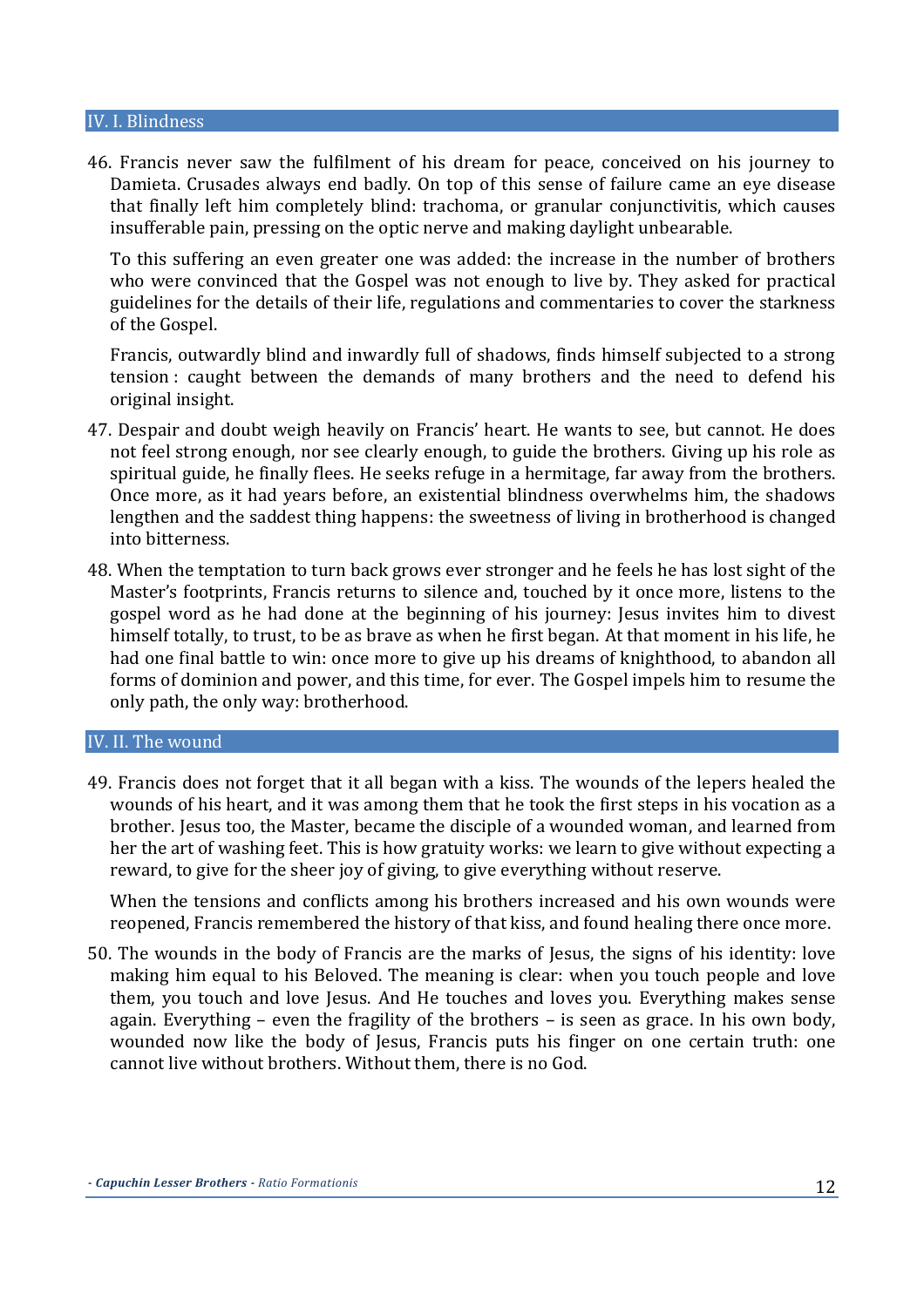## IV. I. Blindness

46. Francis never saw the fulfilment of his dream for peace, conceived on his journey to Damieta. Crusades always end badly. On top of this sense of failure came an eye disease that finally left him completely blind: trachoma, or granular conjunctivitis, which causes insufferable pain, pressing on the optic nerve and making daylight unbearable.

    To this suffering an even greater one was added: the increase in the number of brothers who were convinced that the Gospel was not enough to live by. They asked for practical guidelines for the details of their life, regulations and commentaries to cover the starkness of the Gospel.

    Francis, outwardly blind and inwardly full of shadows, finds himself subjected to a strong tension : caught between the demands of many brothers and the need to defend his original insight.

47. Despair and doubt weigh heavily on Francis' heart. He wants to see, but cannot. He does not feel strong enough, nor see clearly enough, to guide the brothers. Giving up his role as spiritual guide, he finally flees. He seeks refuge in a hermitage, far away from the brothers. Once more, as it had years before, an existential blindness overwhelms him, the shadows lengthen and the saddest thing happens: the sweetness of living in brotherhood is changed into bitterness.

48. When the temptation to turn back grows ever stronger and he feels he has lost sight of the Master's footprints, Francis returns to silence and, touched by it once more, listens to the gospel word as he had done at the beginning of his journey: Jesus invites him to divest himself totally, to trust, to be as brave as when he first began. At that moment in his life, he had one final battle to win: once more to give up his dreams of knighthood, to abandon all forms of dominion and power, and this time, for ever. The Gospel impels him to resume the only path, the only way: brotherhood.

## IV. II. The wound

49. Francis does not forget that it all began with a kiss. The wounds of the lepers healed the wounds of his heart, and it was among them that he took the first steps in his vocation as a brother. Jesus too, the Master, became the disciple of a wounded woman, and learned from her the art of washing feet. This is how gratuity works: we learn to give without expecting a reward, to give for the sheer joy of giving, to give everything without reserve.

    When the tensions and conflicts among his brothers increased and his own wounds were reopened, Francis remembered the history of that kiss, and found healing there once more.

50. The wounds in the body of Francis are the marks of Jesus, the signs of his identity: love making him equal to his Beloved. The meaning is clear: when you touch people and love them, you touch and love Jesus. And He touches and loves you. Everything makes sense again. Everything – even the fragility of the brothers – is seen as grace. In his own body, wounded now like the body of Jesus, Francis puts his finger on one certain truth: one cannot live without brothers. Without them, there is no God.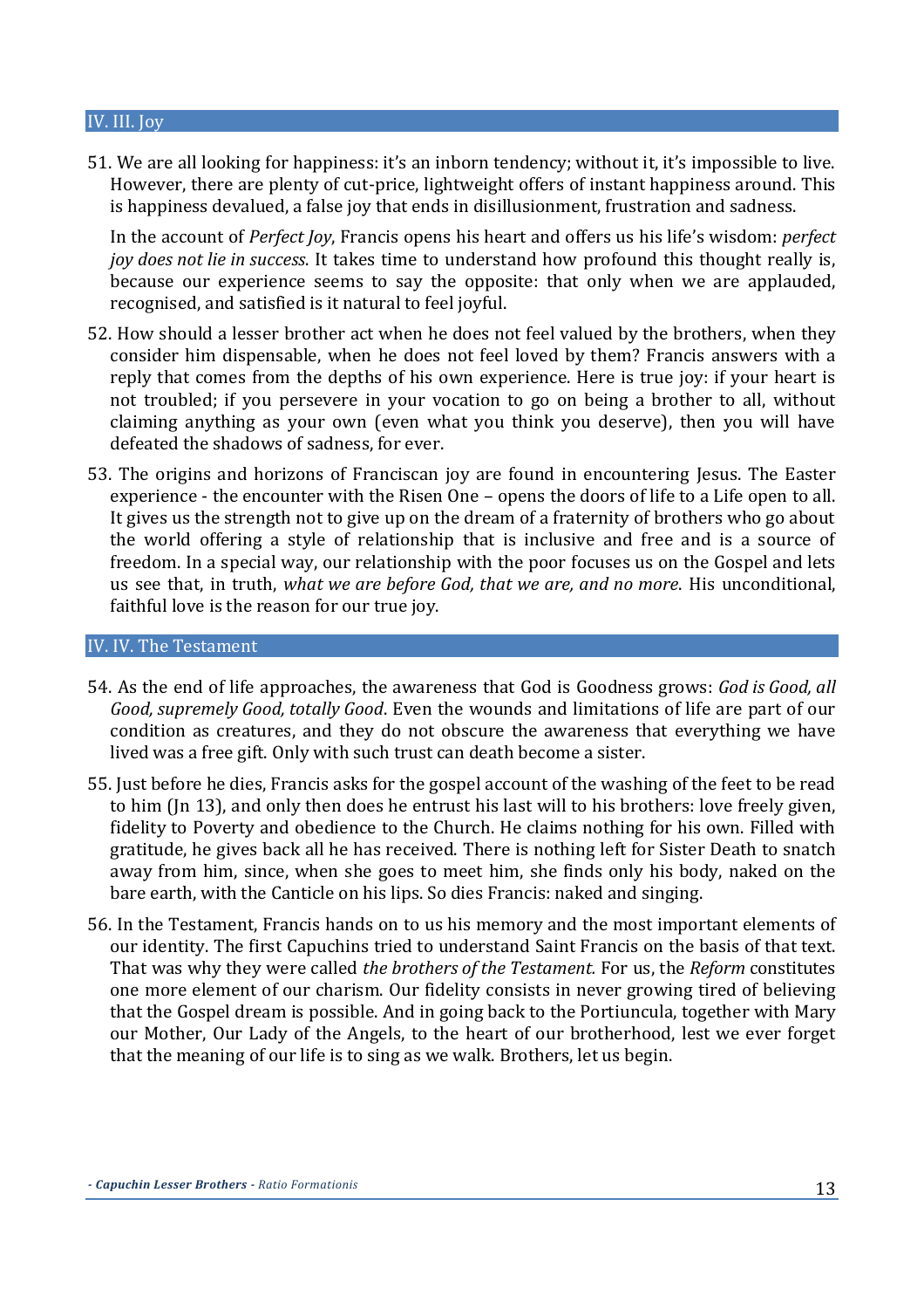## IV. III. Joy

51. We are all looking for happiness: it's an inborn tendency; without it, it's impossible to live. However, there are plenty of cut-price, lightweight offers of instant happiness around. This is happiness devalued, a false joy that ends in disillusionment, frustration and sadness.

    In the account of *Perfect Joy*, Francis opens his heart and offers us his life's wisdom: *perfect joy does not lie in success*. It takes time to understand how profound this thought really is, because our experience seems to say the opposite: that only when we are applauded, recognised, and satisfied is it natural to feel joyful.

52. How should a lesser brother act when he does not feel valued by the brothers, when they consider him dispensable, when he does not feel loved by them? Francis answers with a reply that comes from the depths of his own experience. Here is true joy: if your heart is not troubled; if you persevere in your vocation to go on being a brother to all, without claiming anything as your own (even what you think you deserve), then you will have defeated the shadows of sadness, for ever.

53. The origins and horizons of Franciscan joy are found in encountering Jesus. The Easter experience - the encounter with the Risen One – opens the doors of life to a Life open to all. It gives us the strength not to give up on the dream of a fraternity of brothers who go about the world offering a style of relationship that is inclusive and free and is a source of freedom. In a special way, our relationship with the poor focuses us on the Gospel and lets us see that, in truth, *what we are before God, that we are, and no more*. His unconditional, faithful love is the reason for our true joy.

## IV. IV. The Testament

54. As the end of life approaches, the awareness that God is Goodness grows: *God is Good, all Good, supremely Good, totally Good*. Even the wounds and limitations of life are part of our condition as creatures, and they do not obscure the awareness that everything we have lived was a free gift. Only with such trust can death become a sister.

55. Just before he dies, Francis asks for the gospel account of the washing of the feet to be read to him (Jn 13), and only then does he entrust his last will to his brothers: love freely given, fidelity to Poverty and obedience to the Church. He claims nothing for his own. Filled with gratitude, he gives back all he has received. There is nothing left for Sister Death to snatch away from him, since, when she goes to meet him, she finds only his body, naked on the bare earth, with the Canticle on his lips. So dies Francis: naked and singing.

56. In the Testament, Francis hands on to us his memory and the most important elements of our identity. The first Capuchins tried to understand Saint Francis on the basis of that text. That was why they were called *the brothers of the Testament.* For us, the *Reform* constitutes one more element of our charism. Our fidelity consists in never growing tired of believing that the Gospel dream is possible. And in going back to the Portiuncula, together with Mary our Mother, Our Lady of the Angels, to the heart of our brotherhood, lest we ever forget that the meaning of our life is to sing as we walk. Brothers, let us begin.